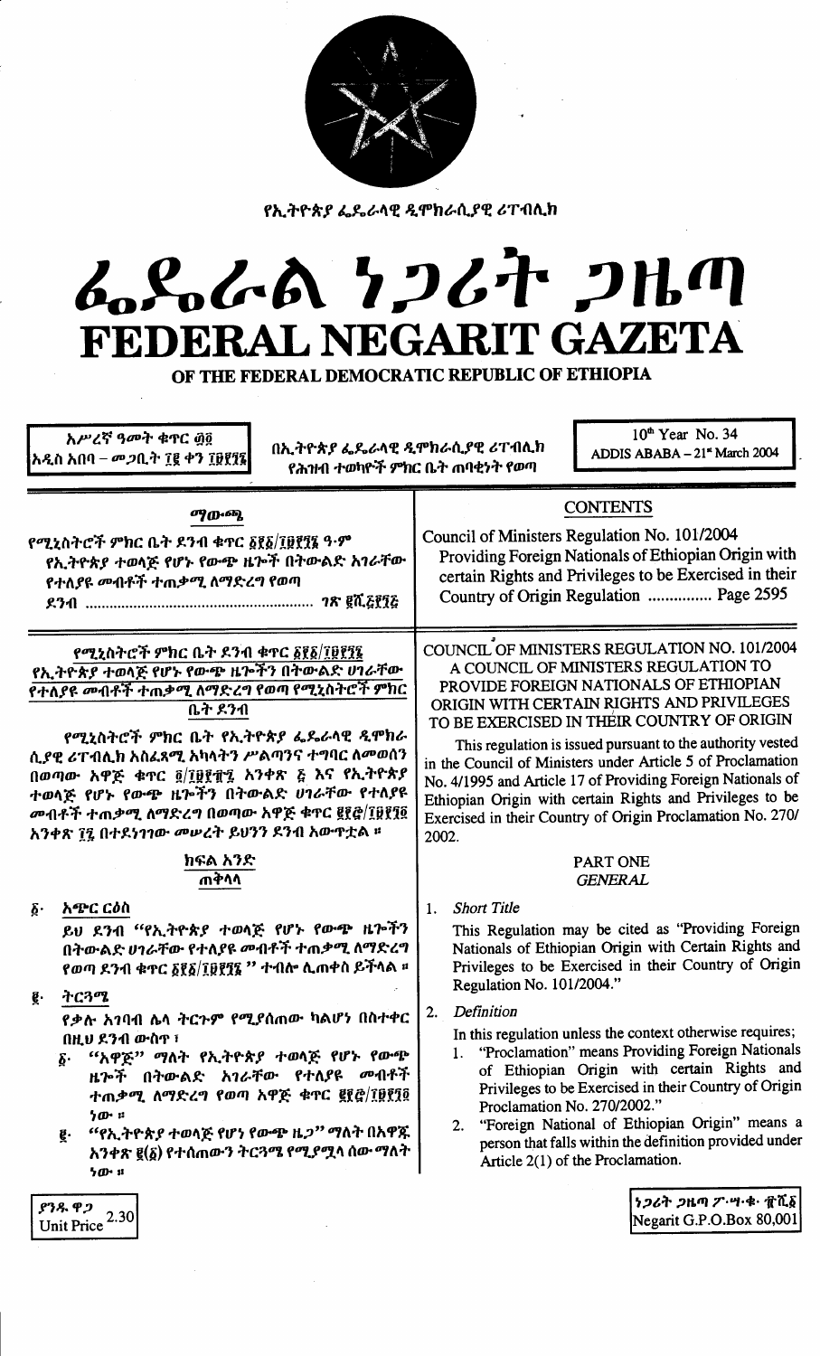የኢትዮጵያ ፌዴራላዊ ዲሞክራሲያዊ ሪፐብሊክ

# ፌዴራል ነጋሪት ጋዜጣ
# FEDERAL NEGARIT GAZETA

**OF THE FEDERAL DEMOCRATIC REPUBLIC OF ETHIOPIA**

| አሥረኛ ዓመት ቁጥር ፴፬ አዲስ አበባ – መጋቢት ፲፪ ቀን ፲፱፻፺፮ | በኢትዮጵያ ፌዴራላዊ ዲሞክራሲያዊ ሪፐብሊክ የሕዝብ ተወካዮች ምክር ቤት ጠባቂነት የወጣ | 10th Year No. 34 ADDIS ABABA – 21st March 2004 |
|---|---|---|

## ማውጫ

የሚኒስትሮች ምክር ቤት ደንብ ቁጥር ፩፻፩/፲፱፻፺፮ ዓ.ም

የኢትዮጵያ ተወላጅ የሆኑ የውጭ ዜጎች በትውልድ አገራቸው የተለያዩ መብቶች ተጠቃሚ ለማድረግ የወጣ ደንብ ........................................ ገጽ ፪ሺ፭፻፺፭

## CONTENTS

Council of Ministers Regulation No. 101/2004

Providing Foreign Nationals of Ethiopian Origin with certain Rights and Privileges to be Exercised in their Country of Origin Regulation ............... Page 2595

**የሚኒስትሮች ምክር ቤት ደንብ ቁጥር ፩፻፩/፲፱፻፺፮**

**የኢትዮጵያ ተወላጅ የሆኑ የውጭ ዜጎችን በትውልድ ሀገራቸው የተለያዩ መብቶች ተጠቃሚ ለማድረግ የወጣ የሚኒስትሮች ምክር ቤት ደንብ**

የሚኒስትሮች ምክር ቤት የኢትዮጵያ ፌዴራላዊ ዲሞክራሲያዊ ሪፐብሊክ አስፈጻሚ አካላትን ሥልጣንና ተግባር ለመወሰን በወጣው አዋጅ ቁጥር ፬/፲፱፻፹፯ አንቀጽ ፭ እና የኢትዮጵያ ተወላጅ የሆኑ የውጭ ዜጎችን በትውልድ ሀገራቸው የተለያዩ መብቶች ተጠቃሚ ለማድረግ በወጣው አዋጅ ቁጥር ፪፻፸/፲፱፻፺፬ አንቀጽ ፲፯ በተደነገገው መሠረት ይህንን ደንብ አውጥቷል ።

### ክፍል አንድ
### ጠቅላላ

፩· **አጭር ርዕስ**

ይህ ደንብ "የኢትዮጵያ ተወላጅ የሆኑ የውጭ ዜጎችን በትውልድ ሀገራቸው የተለያዩ መብቶች ተጠቃሚ ለማድረግ የወጣ ደንብ ቁጥር ፩፻፩/፲፱፻፺፮" ተብሎ ሊጠቀስ ይችላል ።

፪· **ትርጓሜ**

የቃሉ አገባብ ሌላ ትርጉም የሚያሰጠው ካልሆነ በስተቀር በዚህ ደንብ ውስጥ ፣

፩· "አዋጅ" ማለት የኢትዮጵያ ተወላጅ የሆኑ የውጭ ዜጎች በትውልድ አገራቸው የተለያዩ መብቶች ተጠቃሚ ለማድረግ የወጣ አዋጅ ቁጥር ፪፻፸/፲፱፻፺፬ ነው ።

፪· "የኢትዮጵያ ተወላጅ የሆነ የውጭ ዜጋ" ማለት በአዋጁ አንቀጽ ፪(፩) የተሰጠውን ትርጓሜ የሚያሟላ ሰው ማለት ነው ።

**COUNCIL OF MINISTERS REGULATION NO. 101/2004**
**A COUNCIL OF MINISTERS REGULATION TO PROVIDE FOREIGN NATIONALS OF ETHIOPIAN ORIGIN WITH CERTAIN RIGHTS AND PRIVILEGES TO BE EXERCISED IN THEIR COUNTRY OF ORIGIN**

This regulation is issued pursuant to the authority vested in the Council of Ministers under Article 5 of Proclamation No. 4/1995 and Article 17 of Providing Foreign Nationals of Ethiopian Origin with certain Rights and Privileges to be Exercised in their Country of Origin Proclamation No. 270/2002.

### PART ONE
### *GENERAL*

1. *Short Title*

   This Regulation may be cited as "Providing Foreign Nationals of Ethiopian Origin with Certain Rights and Privileges to be Exercised in their Country of Origin Regulation No. 101/2004."

2. *Definition*

   In this regulation unless the context otherwise requires;

   1. "Proclamation" means Providing Foreign Nationals of Ethiopian Origin with certain Rights and Privileges to be Exercised in their Country of Origin Proclamation No. 270/2002."
   2. "Foreign National of Ethiopian Origin" means a person that falls within the definition provided under Article 2(1) of the Proclamation.

ያንዱ ዋጋ Unit Price 2.30

ነጋሪት ጋዜጣ ፖ.ሣ.ቁ. ፹ሺ፩ Negarit G.P.O.Box 80,001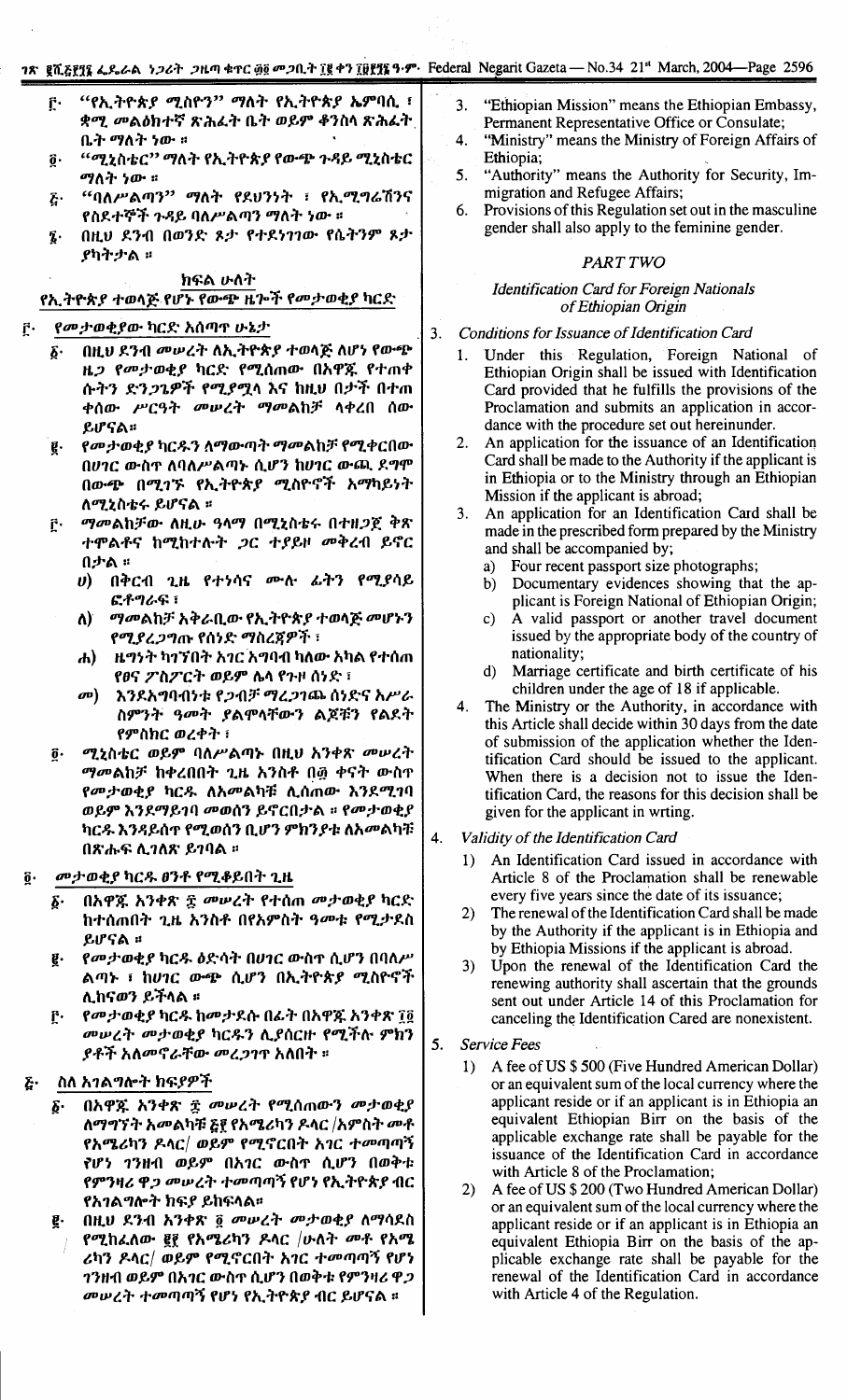፫· "የኢትዮጵያ ሚስዮን" ማለት የኢትዮጵያ ኤምባሲ ፣ ቋሚ መልዕክተኛ ጽሕፈት ቤት ወይም ቆንስላ ጽሕፈት ቤት ማለት ነው ።

፬· "ሚኒስቴር" ማለት የኢትዮጵያ የውጭ ጉዳይ ሚኒስቴር ማለት ነው ።

፭· "ባለሥልጣን" ማለት የደህንነት ፣ የኢሚግሬሽንና የስደተኞች ጉዳይ ባለሥልጣን ማለት ነው ።

፮· በዚህ ደንብ በወንድ ጾታ የተደነገገው የሴትንም ጾታ ያካትታል ።

## ክፍል ሁለት

### የኢትዮጵያ ተወላጅ የሆኑ የውጭ ዜጎች የመታወቂያ ካርድ

፫· *የመታወቂያው ካርድ አሰጣጥ ሁኔታ*

፩· በዚህ ደንብ መሠረት ለኢትዮጵያ ተወላጅ ለሆነ የውጭ ዜጋ የመታወቂያ ካርድ የሚሰጠው በአዋጁ የተጠቀሱትን ድንጋጌዎች የሚያሟላ እና ከዚህ በታች በተጠቀሰው ሥርዓት መሠረት ማመልከቻ ላቀረበ ሰው ይሆናል።

፪· የመታወቂያ ካርዱን ለማውጣት ማመልከቻ የሚቀርበው በሀገር ውስጥ ለባለሥልጣኑ ሲሆን ከሀገር ውጪ ደግሞ በውጭ በሚገኙ የኢትዮጵያ ሚስዮኖች አማካይነት ለሚኒስቴሩ ይሆናል ።

፫· ማመልከቻው ለዚሁ ዓላማ በሚኒስቴሩ በተዘጋጀ ቅጽ ተሞልቶና ከሚከተሉት ጋር ተያይዞ መቅረብ ይኖርበታል ።

ሀ) በቅርብ ጊዜ የተነሳና ሙሉ ፊትን የሚያሳይ ፎቶግራፍ ፣

ለ) ማመልከቻ አቅራቢው የኢትዮጵያ ተወላጅ መሆኑን የሚያረጋግጡ የሰነድ ማስረጃዎች ፣

ሐ) ዜግነት ካገኘበት አገር አግባብ ካለው አካል የተሰጠ የፀና ፓስፖርት ወይም ሌላ የጉዞ ሰነድ ፣

መ) እንደአግባብነቱ የጋብቻ ማረጋገጫ ሰነድና እሥራ ስምንት ዓመት ያልሞላቸውን ልጆቹን የልደት የምስክር ወረቀት ፣

፬· ሚኒስቴር ወይም ባለሥልጣኑ በዚህ አንቀጽ መሠረት ማመልከቻ ከቀረበበት ጊዜ አንስቶ በ፴ ቀናት ውስጥ የመታወቂያ ካርዱ ለአመልካቹ ሊሰጠው እንደሚገባ ወይም እንደማይገባ መወሰን ይኖርበታል ። የመታወቂያ ካርዱ እንዳይሰጥ የሚወሰን ቢሆን ምክንያቱ ለአመልካቹ በጽሑፍ ሊገለጽ ይገባል ።

፬· *መታወቂያ ካርዱ ፀንቶ የሚቆይበት ጊዜ*

፩· በአዋጁ አንቀጽ ፰ መሠረት የተሰጠ መታወቂያ ካርድ ከተሰጠበት ጊዜ አንስቶ በየአምስት ዓመቱ የሚታደስ ይሆናል ።

፪· የመታወቂያ ካርዱ ዕድሳት በሀገር ውስጥ ሲሆን በባለሥልጣኑ ፣ ከሀገር ውጭ ሲሆን በኢትዮጵያ ሚስዮኖች ሊከናወን ይችላል ።

፫· የመታወቂያ ካርዱ ከመታደሱ በፊት በአዋጁ አንቀጽ ፲፬ መሠረት መታወቂያ ካርዱን ሊያሰርዙ የሚችሉ ምክንያቶች አለመኖራቸው መረጋገጥ አለበት ።

፭· *ስለ አገልግሎት ክፍያዎች*

፩· በአዋጁ አንቀጽ ፰ መሠረት የሚሰጠውን መታወቂያ ለማግኘት አመልካቹ ፭፻ የአሜሪካን ዶላር /አምስት መቶ የአሜሪካን ዶላር/ ወይም የሚኖርበት አገር ተመጣጣኝ የሆነ ገንዘብ ወይም በአገር ውስጥ ሲሆን በወቅቱ የምንዛሪ ዋጋ መሠረት ተመጣጣኝ የሆነ የኢትዮጵያ ብር የአገልግሎት ክፍያ ይከፍላል።

፪· በዚህ ደንብ አንቀጽ ፬ መሠረት መታወቂያ ለማሳደስ የሚከፈለው ፪፻ የአሜሪካን ዶላር /ሁለት መቶ የአሜሪካን ዶላር/ ወይም የሚኖርበት አገር ተመጣጣኝ የሆነ ገንዘብ ወይም በአገር ውስጥ ሲሆን በወቅቱ የምንዛሪ ዋጋ መሠረት ተመጣጣኝ የሆነ የኢትዮጵያ ብር ይሆናል ።

3. "Ethiopian Mission" means the Ethiopian Embassy, Permanent Representative Office or Consulate;
4. "Ministry" means the Ministry of Foreign Affairs of Ethiopia;
5. "Authority" means the Authority for Security, Immigration and Refugee Affairs;
6. Provisions of this Regulation set out in the masculine gender shall also apply to the feminine gender.

## *PART TWO*

### *Identification Card for Foreign Nationals of Ethiopian Origin*

3. *Conditions for Issuance of Identification Card*
   1. Under this Regulation, Foreign National of Ethiopian Origin shall be issued with Identification Card provided that he fulfills the provisions of the Proclamation and submits an application in accordance with the procedure set out hereinunder.
   2. An application for the issuance of an Identification Card shall be made to the Authority if the applicant is in Ethiopia or to the Ministry through an Ethiopian Mission if the applicant is abroad;
   3. An application for an Identification Card shall be made in the prescribed form prepared by the Ministry and shall be accompanied by;
      a) Four recent passport size photographs;
      b) Documentary evidences showing that the applicant is Foreign National of Ethiopian Origin;
      c) A valid passport or another travel document issued by the appropriate body of the country of nationality;
      d) Marriage certificate and birth certificate of his children under the age of 18 if applicable.
   4. The Ministry or the Authority, in accordance with this Article shall decide within 30 days from the date of submission of the application whether the Identification Card should be issued to the applicant. When there is a decision not to issue the Identification Card, the reasons for this decision shall be given for the applicant in wrting.

4. *Validity of the Identification Card*
   1) An Identification Card issued in accordance with Article 8 of the Proclamation shall be renewable every five years since the date of its issuance;
   2) The renewal of the Identification Card shall be made by the Authority if the applicant is in Ethiopia and by Ethiopia Missions if the applicant is abroad.
   3) Upon the renewal of the Identification Card the renewing authority shall ascertain that the grounds sent out under Article 14 of this Proclamation for canceling the Identification Cared are nonexistent.

5. *Service Fees*
   1) A fee of US $ 500 (Five Hundred American Dollar) or an equivalent sum of the local currency where the applicant reside or if an applicant is in Ethiopia an equivalent Ethiopian Birr on the basis of the applicable exchange rate shall be payable for the issuance of the Identification Card in accordance with Article 8 of the Proclamation;
   2) A fee of US $ 200 (Two Hundred American Dollar) or an equivalent sum of the local currency where the applicant reside or if an applicant is in Ethiopia an equivalent Ethiopia Birr on the basis of the applicable exchange rate shall be payable for the renewal of the Identification Card in accordance with Article 4 of the Regulation.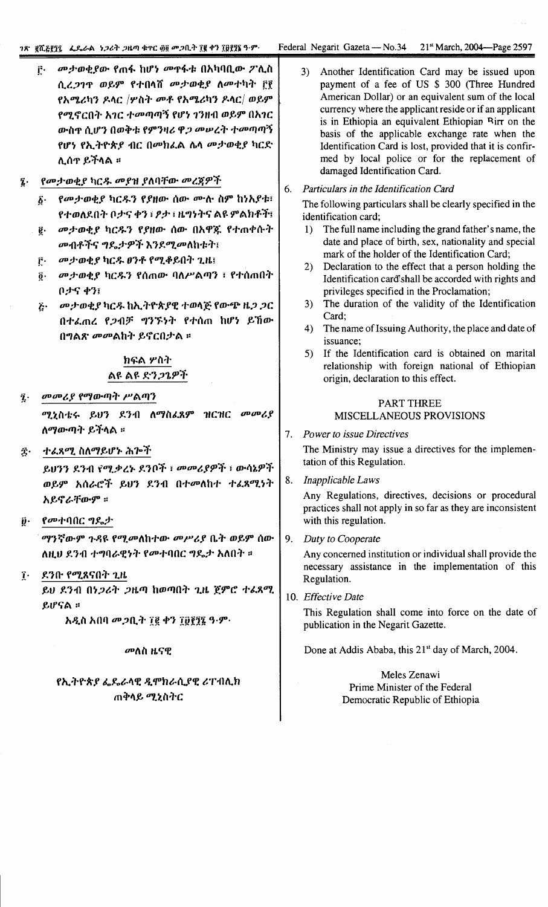፫· መታወቂያው የጠፋ ከሆነ መጥፋቱ በአካባቢው ፖሊስ ሲረጋገጥ ወይም የተበላሸ መታወቂያ ለመተካት ፫፻ የአሜሪካን ዶላር /ሦስት መቶ የአሜሪካን ዶላር/ ወይም የሚኖርበት አገር ተመጣጣኝ የሆነ ገንዘብ ወይም በአገር ውስጥ ሲሆን በወቅቱ የምንዛሪ ዋጋ መሠረት ተመጣጣኝ የሆነ የኢትዮጵያ ብር በመክፈል ሌላ መታወቂያ ካርድ ሊሰጥ ይችላል ።

፮· የመታወቂያ ካርዱ መያዝ ያለባቸው መረጃዎች

፩· የመታወቂያ ካርዱን የያዘው ሰው ሙሉ ስም ከነአያቱ፣ የተወለደበት ቦታና ቀን ፣ ፆታ ፣ ዜግነትና ልዩ ምልክቶች፣

፪· መታወቂያ ካርዱን የያዘው ሰው በአዋጁ የተጠቀሱት መብቶችና ግዴታዎች እንደሚመለከቱት፣

፫· መታወቂያ ካርዱ ፀንቶ የሚቆይበት ጊዜ፣

፬· መታወቂያ ካርዱን የሰጠው ባለሥልጣን ፣ የተሰጠበት ቦታና ቀን፣

፭· መታወቂያ ካርዱ ከኢትዮጵያዊ ተወላጅ የውጭ ዜጋ ጋር በተፈጠረ የጋብቻ ግንኙነት የተሰጠ ከሆነ ይኸው በግልጽ መመልከት ይኖርበታል ።

## ክፍል ሦስት
## ልዩ ልዩ ድንጋጌዎች

፯· መመሪያ የማውጣት ሥልጣን

ሚኒስቴሩ ይህን ደንብ ለማስፈጸም ዝርዝር መመሪያ ለማውጣት ይችላል ።

፰· ተፈጻሚ ስለማይሆኑ ሕጎች

ይህንን ደንብ የሚቃረኑ ደንቦች ፣ መመሪያዎች ፣ ውሳኔዎች ወይም አሰራሮች ይህን ደንብ በተመለከተ ተፈጻሚነት አይኖራቸውም ።

፱· የመተባበር ግዴታ

ማንኛውም ጉዳዩ የሚመለከተው መሥሪያ ቤት ወይም ሰው ለዚህ ደንብ ተግባራዊነት የመተባበር ግዴታ አለበት ።

፲· ደንቡ የሚጸናበት ጊዜ

ይህ ደንብ በነጋሪት ጋዜጣ ከወጣበት ጊዜ ጀምሮ ተፈጻሚ ይሆናል ።

አዲስ አበባ መጋቢት ፲፪ ቀን ፲፱፻፺፮ ዓ·ም·

መለስ ዜናዊ

የኢትዮጵያ ፌዴራላዊ ዲሞክራሲያዊ ሪፐብሊክ ጠቅላይ ሚኒስትር

3) Another Identification Card may be issued upon payment of a fee of US $ 300 (Three Hundred American Dollar) or an equivalent sum of the local currency where the applicant reside or if an applicant is in Ethiopia an equivalent Ethiopian Birr on the basis of the applicable exchange rate when the Identification Card is lost, provided that it is confirmed by local police or for the replacement of damaged Identification Card.

6. *Particulars in the Identification Card*

The following particulars shall be clearly specified in the identification card;

1) The full name including the grand father's name, the date and place of birth, sex, nationality and special mark of the holder of the Identification Card;
2) Declaration to the effect that a person holding the Identification card shall be accorded with rights and privileges specified in the Proclamation;
3) The duration of the validity of the Identification Card;
4) The name of Issuing Authority, the place and date of issuance;
5) If the Identification card is obtained on marital relationship with foreign national of Ethiopian origin, declaration to this effect.

## PART THREE
## MISCELLANEOUS PROVISIONS

7. *Power to issue Directives*

The Ministry may issue a directives for the implementation of this Regulation.

8. *Inapplicable Laws*

Any Regulations, directives, decisions or procedural practices shall not apply in so far as they are inconsistent with this regulation.

9. *Duty to Cooperate*

Any concerned institution or individual shall provide the necessary assistance in the implementation of this Regulation.

10. *Effective Date*

This Regulation shall come into force on the date of publication in the Negarit Gazette.

Done at Addis Ababa, this 21st day of March, 2004.

Meles Zenawi
Prime Minister of the Federal Democratic Republic of Ethiopia